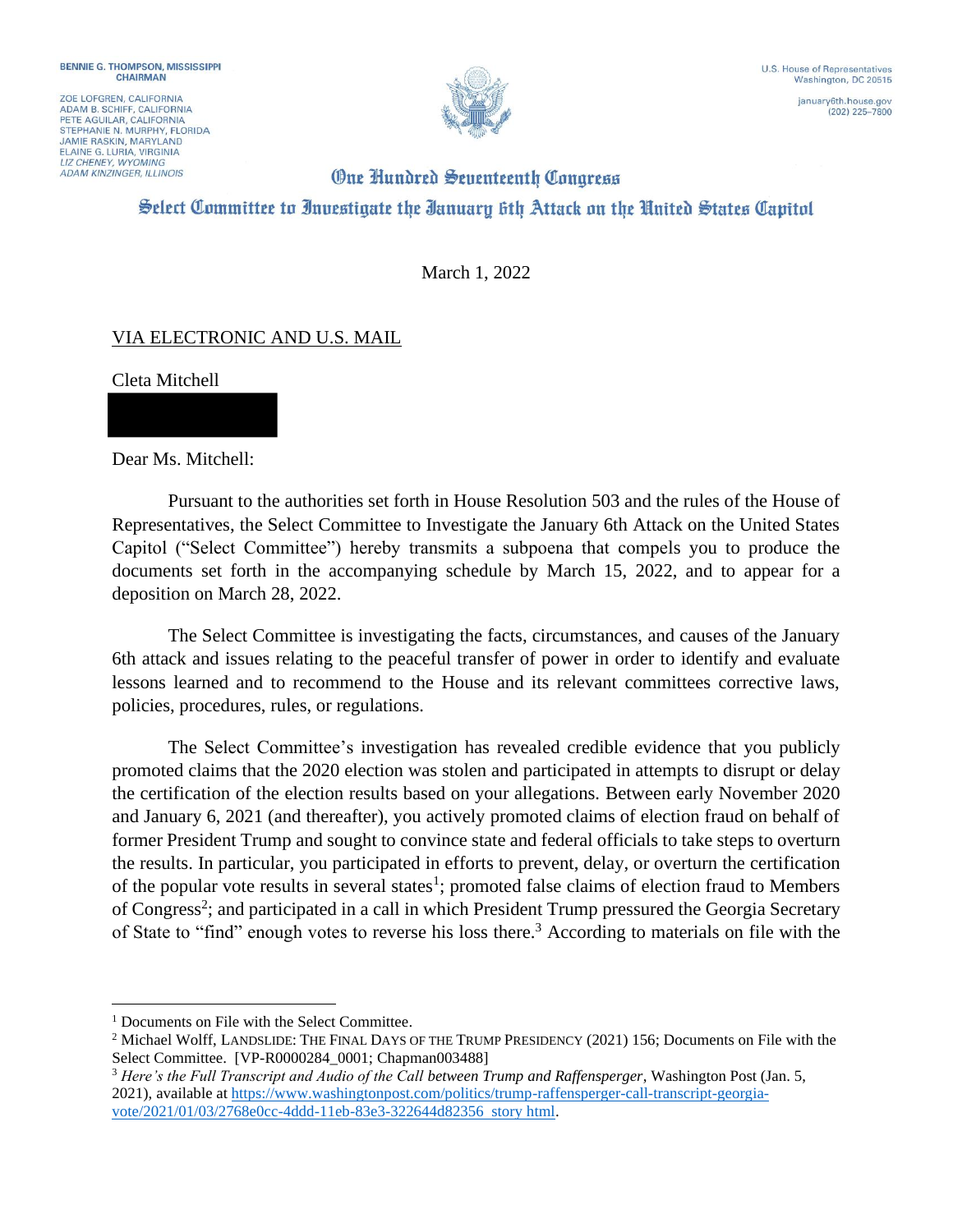BENNIE G. THOMPSON, MISSISSIPPI
CHAIRMAN

ZOE LOFGREN, CALIFORNIA
ADAM B. SCHIFF, CALIFORNIA
PETE AGUILAR, CALIFORNIA
STEPHANIE N. MURPHY, FLORIDA
JAMIE RASKIN, MARYLAND
ELAINE G. LURIA, VIRGINIA
*LIZ CHENEY, WYOMING*
*ADAM KINZINGER, ILLINOIS*

U.S. House of Representatives
Washington, DC 20515

january6th.house.gov
(202) 225–7800

# One Hundred Seventeenth Congress

## Select Committee to Investigate the January 6th Attack on the United States Capitol

March 1, 2022

VIA ELECTRONIC AND U.S. MAIL

Cleta Mitchell

Dear Ms. Mitchell:

Pursuant to the authorities set forth in House Resolution 503 and the rules of the House of Representatives, the Select Committee to Investigate the January 6th Attack on the United States Capitol ("Select Committee") hereby transmits a subpoena that compels you to produce the documents set forth in the accompanying schedule by March 15, 2022, and to appear for a deposition on March 28, 2022.

The Select Committee is investigating the facts, circumstances, and causes of the January 6th attack and issues relating to the peaceful transfer of power in order to identify and evaluate lessons learned and to recommend to the House and its relevant committees corrective laws, policies, procedures, rules, or regulations.

The Select Committee's investigation has revealed credible evidence that you publicly promoted claims that the 2020 election was stolen and participated in attempts to disrupt or delay the certification of the election results based on your allegations. Between early November 2020 and January 6, 2021 (and thereafter), you actively promoted claims of election fraud on behalf of former President Trump and sought to convince state and federal officials to take steps to overturn the results. In particular, you participated in efforts to prevent, delay, or overturn the certification of the popular vote results in several states[1]; promoted false claims of election fraud to Members of Congress[2]; and participated in a call in which President Trump pressured the Georgia Secretary of State to "find" enough votes to reverse his loss there.[3] According to materials on file with the

---

[1] Documents on File with the Select Committee.

[2] Michael Wolff, LANDSLIDE: THE FINAL DAYS OF THE TRUMP PRESIDENCY (2021) 156; Documents on File with the Select Committee. [VP-R0000284_0001; Chapman003488]

[3] *Here's the Full Transcript and Audio of the Call between Trump and Raffensperger*, Washington Post (Jan. 5, 2021), available at https://www.washingtonpost.com/politics/trump-raffensperger-call-transcript-georgia-vote/2021/01/03/2768e0cc-4ddd-11eb-83e3-322644d82356_story.html.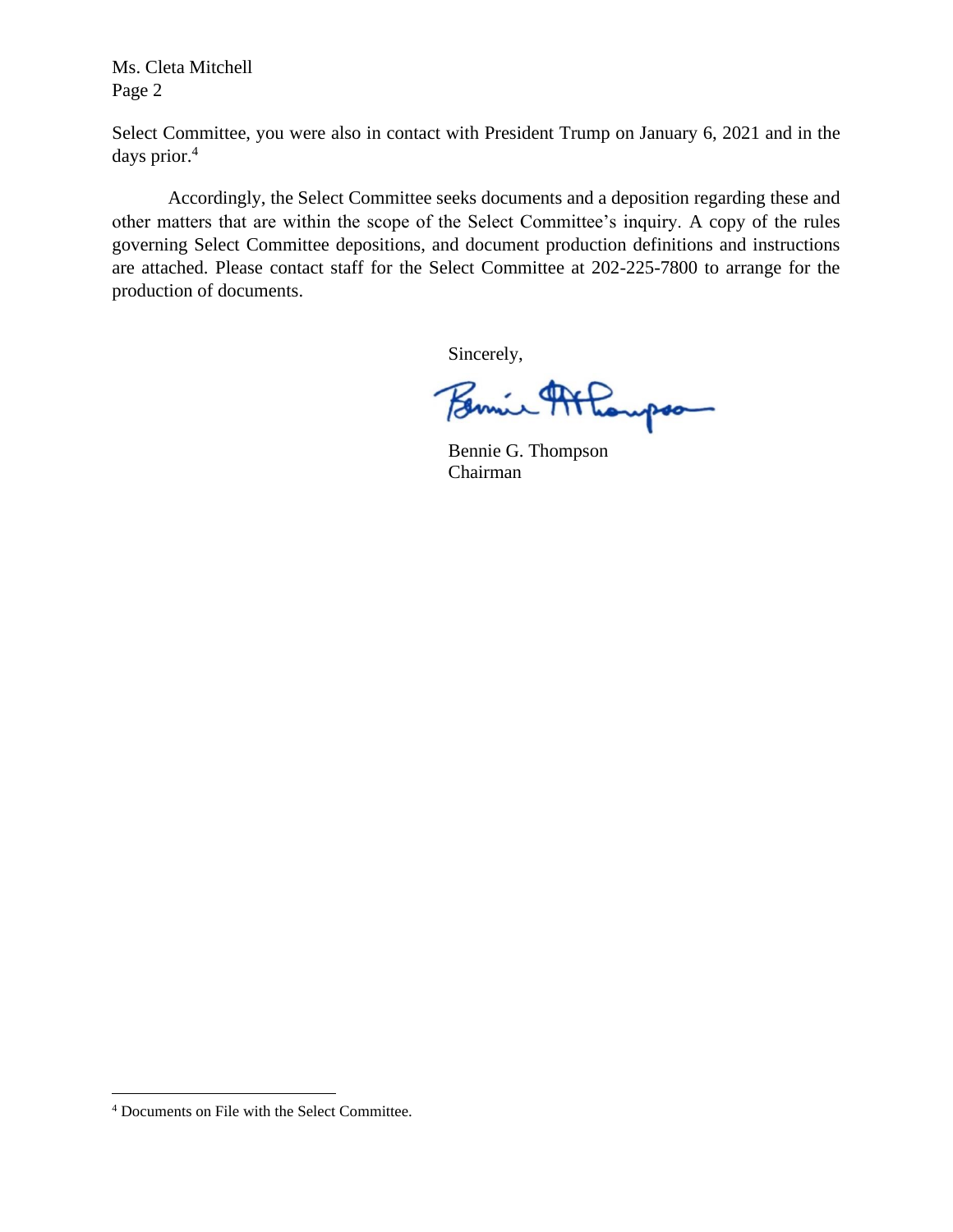Ms. Cleta Mitchell

Select Committee, you were also in contact with President Trump on January 6, 2021 and in the days prior.[4]

Accordingly, the Select Committee seeks documents and a deposition regarding these and other matters that are within the scope of the Select Committee's inquiry. A copy of the rules governing Select Committee depositions, and document production definitions and instructions are attached. Please contact staff for the Select Committee at 202-225-7800 to arrange for the production of documents.

Sincerely,

Bennie G. Thompson
Chairman

---

[4] Documents on File with the Select Committee.